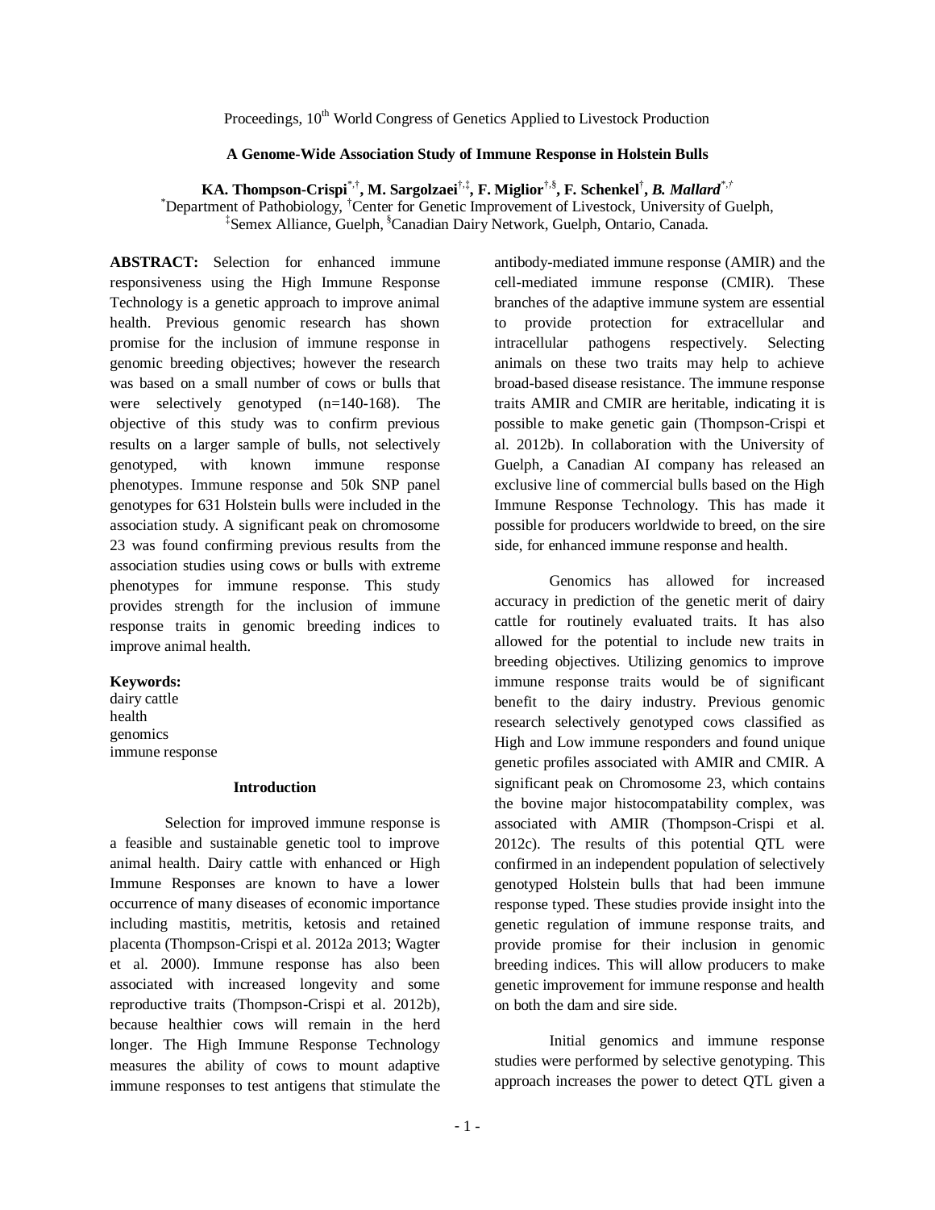Proceedings, 10th World Congress of Genetics Applied to Livestock Production

# A Genome-Wide Association Study of Immune Response in Holstein Bulls

**KA. Thompson-Crispi[*,†], M. Sargolzaei[†,‡], F. Miglior[†,§], F. Schenkel[†], *B. Mallard*[*,†]**

[*]Department of Pathobiology, [†]Center for Genetic Improvement of Livestock, University of Guelph, [‡]Semex Alliance, Guelph, [§]Canadian Dairy Network, Guelph, Ontario, Canada.

**ABSTRACT:** Selection for enhanced immune responsiveness using the High Immune Response Technology is a genetic approach to improve animal health. Previous genomic research has shown promise for the inclusion of immune response in genomic breeding objectives; however the research was based on a small number of cows or bulls that were selectively genotyped (n=140-168). The objective of this study was to confirm previous results on a larger sample of bulls, not selectively genotyped, with known immune response phenotypes. Immune response and 50k SNP panel genotypes for 631 Holstein bulls were included in the association study. A significant peak on chromosome 23 was found confirming previous results from the association studies using cows or bulls with extreme phenotypes for immune response. This study provides strength for the inclusion of immune response traits in genomic breeding indices to improve animal health.

**Keywords:**
dairy cattle
health
genomics
immune response

## Introduction

Selection for improved immune response is a feasible and sustainable genetic tool to improve animal health. Dairy cattle with enhanced or High Immune Responses are known to have a lower occurrence of many diseases of economic importance including mastitis, metritis, ketosis and retained placenta (Thompson-Crispi et al. 2012a 2013; Wagter et al. 2000). Immune response has also been associated with increased longevity and some reproductive traits (Thompson-Crispi et al. 2012b), because healthier cows will remain in the herd longer. The High Immune Response Technology measures the ability of cows to mount adaptive immune responses to test antigens that stimulate the antibody-mediated immune response (AMIR) and the cell-mediated immune response (CMIR). These branches of the adaptive immune system are essential to provide protection for extracellular and intracellular pathogens respectively. Selecting animals on these two traits may help to achieve broad-based disease resistance. The immune response traits AMIR and CMIR are heritable, indicating it is possible to make genetic gain (Thompson-Crispi et al. 2012b). In collaboration with the University of Guelph, a Canadian AI company has released an exclusive line of commercial bulls based on the High Immune Response Technology. This has made it possible for producers worldwide to breed, on the sire side, for enhanced immune response and health.

Genomics has allowed for increased accuracy in prediction of the genetic merit of dairy cattle for routinely evaluated traits. It has also allowed for the potential to include new traits in breeding objectives. Utilizing genomics to improve immune response traits would be of significant benefit to the dairy industry. Previous genomic research selectively genotyped cows classified as High and Low immune responders and found unique genetic profiles associated with AMIR and CMIR. A significant peak on Chromosome 23, which contains the bovine major histocompatability complex, was associated with AMIR (Thompson-Crispi et al. 2012c). The results of this potential QTL were confirmed in an independent population of selectively genotyped Holstein bulls that had been immune response typed. These studies provide insight into the genetic regulation of immune response traits, and provide promise for their inclusion in genomic breeding indices. This will allow producers to make genetic improvement for immune response and health on both the dam and sire side.

Initial genomics and immune response studies were performed by selective genotyping. This approach increases the power to detect QTL given a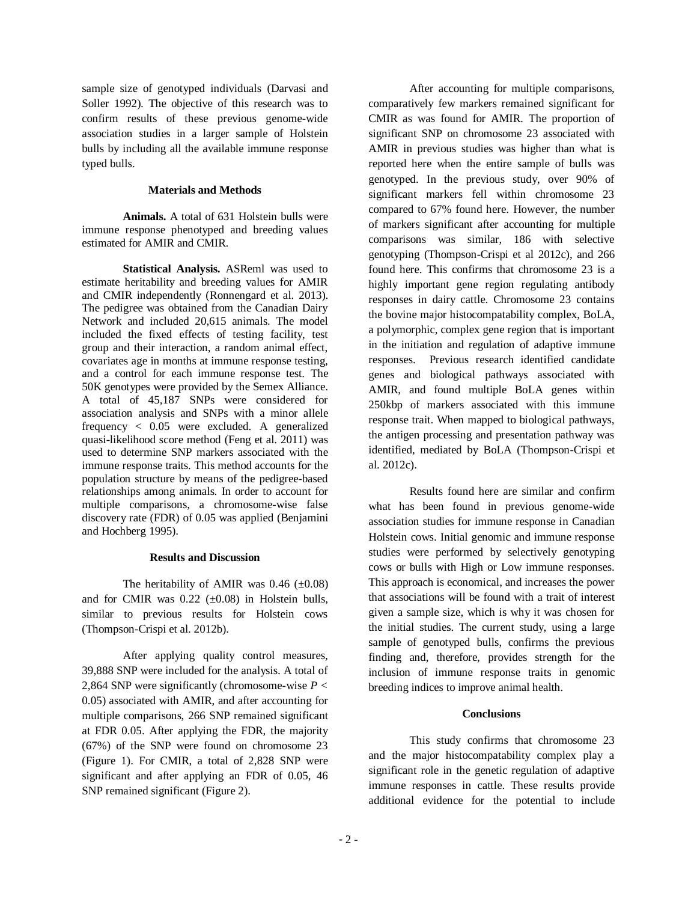sample size of genotyped individuals (Darvasi and Soller 1992). The objective of this research was to confirm results of these previous genome-wide association studies in a larger sample of Holstein bulls by including all the available immune response typed bulls.

## Materials and Methods

**Animals.** A total of 631 Holstein bulls were immune response phenotyped and breeding values estimated for AMIR and CMIR.

**Statistical Analysis.** ASReml was used to estimate heritability and breeding values for AMIR and CMIR independently (Ronnengard et al. 2013). The pedigree was obtained from the Canadian Dairy Network and included 20,615 animals. The model included the fixed effects of testing facility, test group and their interaction, a random animal effect, covariates age in months at immune response testing, and a control for each immune response test. The 50K genotypes were provided by the Semex Alliance. A total of 45,187 SNPs were considered for association analysis and SNPs with a minor allele frequency < 0.05 were excluded. A generalized quasi-likelihood score method (Feng et al. 2011) was used to determine SNP markers associated with the immune response traits. This method accounts for the population structure by means of the pedigree-based relationships among animals. In order to account for multiple comparisons, a chromosome-wise false discovery rate (FDR) of 0.05 was applied (Benjamini and Hochberg 1995).

## Results and Discussion

The heritability of AMIR was 0.46 ($\pm$0.08) and for CMIR was 0.22 ($\pm$0.08) in Holstein bulls, similar to previous results for Holstein cows (Thompson-Crispi et al. 2012b).

After applying quality control measures, 39,888 SNP were included for the analysis. A total of 2,864 SNP were significantly (chromosome-wise $P < 0.05$) associated with AMIR, and after accounting for multiple comparisons, 266 SNP remained significant at FDR 0.05. After applying the FDR, the majority (67%) of the SNP were found on chromosome 23 (Figure 1). For CMIR, a total of 2,828 SNP were significant and after applying an FDR of 0.05, 46 SNP remained significant (Figure 2).

After accounting for multiple comparisons, comparatively few markers remained significant for CMIR as was found for AMIR. The proportion of significant SNP on chromosome 23 associated with AMIR in previous studies was higher than what is reported here when the entire sample of bulls was genotyped. In the previous study, over 90% of significant markers fell within chromosome 23 compared to 67% found here. However, the number of markers significant after accounting for multiple comparisons was similar, 186 with selective genotyping (Thompson-Crispi et al 2012c), and 266 found here. This confirms that chromosome 23 is a highly important gene region regulating antibody responses in dairy cattle. Chromosome 23 contains the bovine major histocompatability complex, BoLA, a polymorphic, complex gene region that is important in the initiation and regulation of adaptive immune responses. Previous research identified candidate genes and biological pathways associated with AMIR, and found multiple BoLA genes within 250kbp of markers associated with this immune response trait. When mapped to biological pathways, the antigen processing and presentation pathway was identified, mediated by BoLA (Thompson-Crispi et al. 2012c).

Results found here are similar and confirm what has been found in previous genome-wide association studies for immune response in Canadian Holstein cows. Initial genomic and immune response studies were performed by selectively genotyping cows or bulls with High or Low immune responses. This approach is economical, and increases the power that associations will be found with a trait of interest given a sample size, which is why it was chosen for the initial studies. The current study, using a large sample of genotyped bulls, confirms the previous finding and, therefore, provides strength for the inclusion of immune response traits in genomic breeding indices to improve animal health.

## Conclusions

This study confirms that chromosome 23 and the major histocompatability complex play a significant role in the genetic regulation of adaptive immune responses in cattle. These results provide additional evidence for the potential to include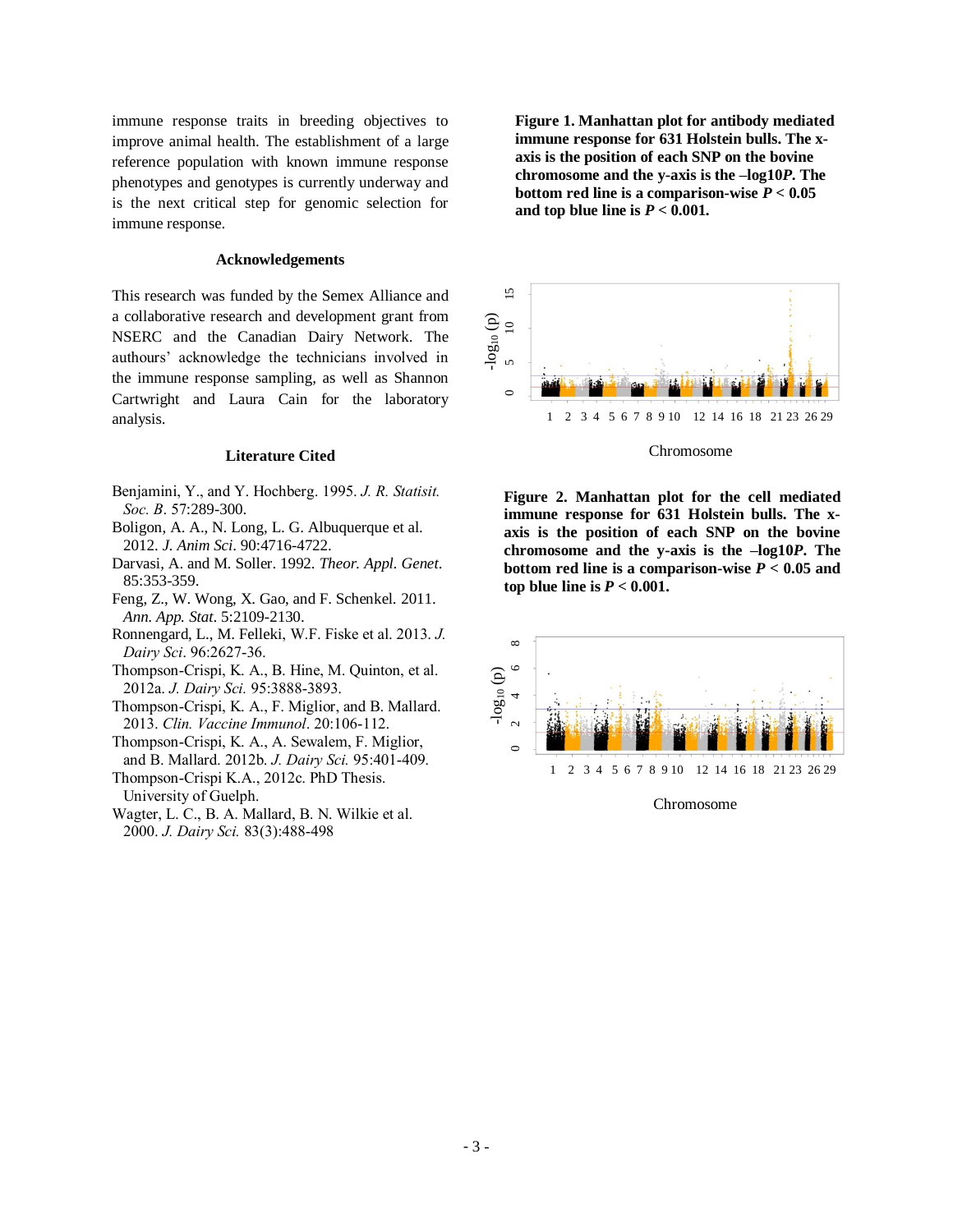immune response traits in breeding objectives to improve animal health. The establishment of a large reference population with known immune response phenotypes and genotypes is currently underway and is the next critical step for genomic selection for immune response.

### Acknowledgements

This research was funded by the Semex Alliance and a collaborative research and development grant from NSERC and the Canadian Dairy Network. The authours' acknowledge the technicians involved in the immune response sampling, as well as Shannon Cartwright and Laura Cain for the laboratory analysis.

### Literature Cited

Benjamini, Y., and Y. Hochberg. 1995. *J. R. Statisit. Soc. B*. 57:289-300.

Boligon, A. A., N. Long, L. G. Albuquerque et al. 2012. *J. Anim Sci*. 90:4716-4722.

Darvasi, A. and M. Soller. 1992. *Theor. Appl. Genet*. 85:353-359.

Feng, Z., W. Wong, X. Gao, and F. Schenkel. 2011. *Ann. App. Stat*. 5:2109-2130.

Ronnengard, L., M. Felleki, W.F. Fiske et al. 2013. *J. Dairy Sci*. 96:2627-36.

Thompson-Crispi, K. A., B. Hine, M. Quinton, et al. 2012a. *J. Dairy Sci.* 95:3888-3893.

Thompson-Crispi, K. A., F. Miglior, and B. Mallard. 2013. *Clin. Vaccine Immunol*. 20:106-112.

Thompson-Crispi, K. A., A. Sewalem, F. Miglior, and B. Mallard. 2012b. *J. Dairy Sci.* 95:401-409.

Thompson-Crispi K.A., 2012c. PhD Thesis. University of Guelph.

Wagter, L. C., B. A. Mallard, B. N. Wilkie et al. 2000. *J. Dairy Sci.* 83(3):488-498

**Figure 1. Manhattan plot for antibody mediated immune response for 631 Holstein bulls. The x-axis is the position of each SNP on the bovine chromosome and the y-axis is the –log10*P*. The bottom red line is a comparison-wise *P* < 0.05 and top blue line is *P* < 0.001.**

$-\log_{10}$ (p)

0 5 10 15

1 2 3 4 5 6 7 8 9 10 12 14 16 18 21 23 26 29

Chromosome

**Figure 2. Manhattan plot for the cell mediated immune response for 631 Holstein bulls. The x-axis is the position of each SNP on the bovine chromosome and the y-axis is the –log10*P*. The bottom red line is a comparison-wise *P* < 0.05 and top blue line is *P* < 0.001.**

$-\log_{10}$ (p)

0 2 4 6 8

1 2 3 4 5 6 7 8 9 10 12 14 16 18 21 23 26 29

Chromosome